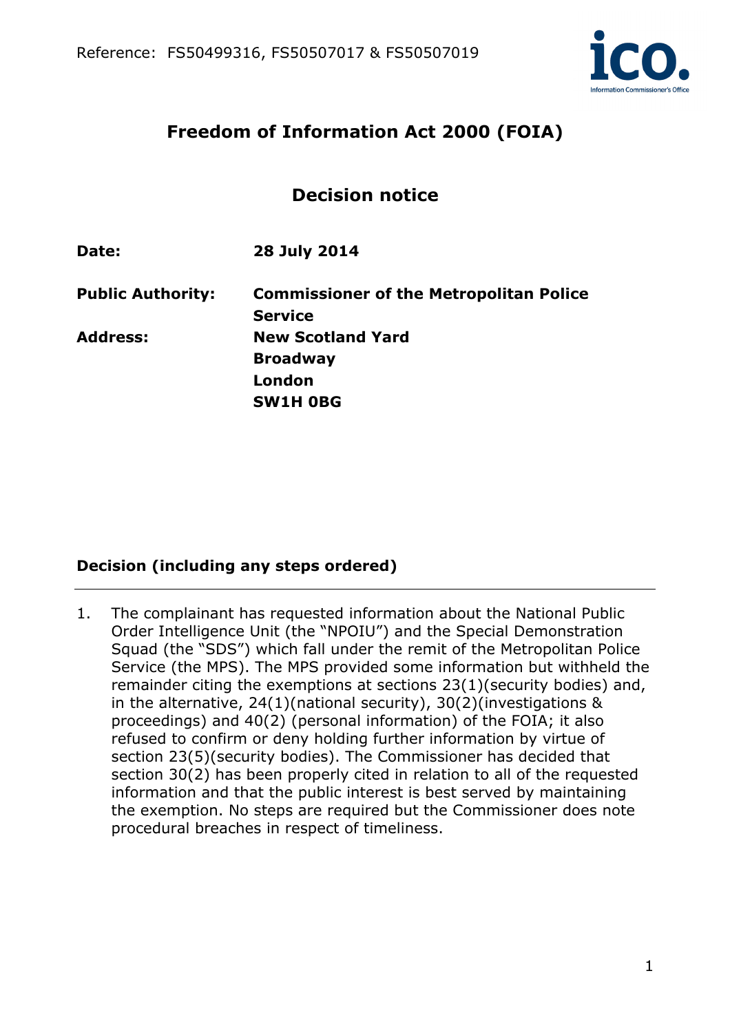# Freedom of Information Act 2000 (FOIA)

## Decision notice

| | |
|---|---|
| **Date:** | **28 July 2014** |
| **Public Authority:** | **Commissioner of the Metropolitan Police Service** |
| **Address:** | **New Scotland Yard<br>Broadway<br>London<br>SW1H 0BG** |

### Decision (including any steps ordered)

1. The complainant has requested information about the National Public Order Intelligence Unit (the "NPOIU") and the Special Demonstration Squad (the "SDS") which fall under the remit of the Metropolitan Police Service (the MPS). The MPS provided some information but withheld the remainder citing the exemptions at sections 23(1)(security bodies) and, in the alternative, 24(1)(national security), 30(2)(investigations & proceedings) and 40(2) (personal information) of the FOIA; it also refused to confirm or deny holding further information by virtue of section 23(5)(security bodies). The Commissioner has decided that section 30(2) has been properly cited in relation to all of the requested information and that the public interest is best served by maintaining the exemption. No steps are required but the Commissioner does note procedural breaches in respect of timeliness.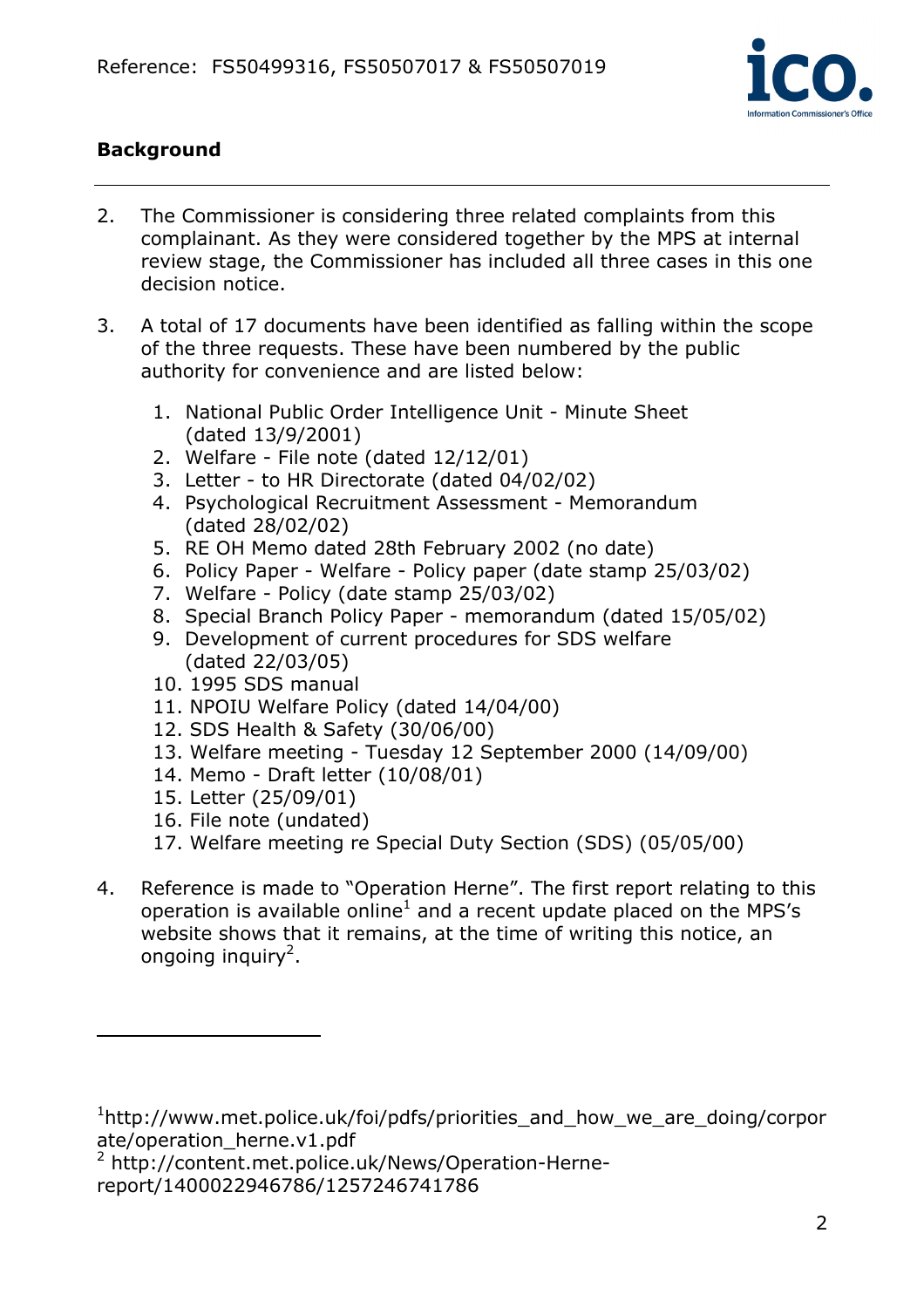## Background

2. The Commissioner is considering three related complaints from this complainant. As they were considered together by the MPS at internal review stage, the Commissioner has included all three cases in this one decision notice.

3. A total of 17 documents have been identified as falling within the scope of the three requests. These have been numbered by the public authority for convenience and are listed below:

    1. National Public Order Intelligence Unit - Minute Sheet (dated 13/9/2001)
    2. Welfare - File note (dated 12/12/01)
    3. Letter - to HR Directorate (dated 04/02/02)
    4. Psychological Recruitment Assessment - Memorandum (dated 28/02/02)
    5. RE OH Memo dated 28th February 2002 (no date)
    6. Policy Paper - Welfare - Policy paper (date stamp 25/03/02)
    7. Welfare - Policy (date stamp 25/03/02)
    8. Special Branch Policy Paper - memorandum (dated 15/05/02)
    9. Development of current procedures for SDS welfare (dated 22/03/05)
    10. 1995 SDS manual
    11. NPOIU Welfare Policy (dated 14/04/00)
    12. SDS Health & Safety (30/06/00)
    13. Welfare meeting - Tuesday 12 September 2000 (14/09/00)
    14. Memo - Draft letter (10/08/01)
    15. Letter (25/09/01)
    16. File note (undated)
    17. Welfare meeting re Special Duty Section (SDS) (05/05/00)

4. Reference is made to "Operation Herne". The first report relating to this operation is available online[1] and a recent update placed on the MPS's website shows that it remains, at the time of writing this notice, an ongoing inquiry[2].

---

[1] http://www.met.police.uk/foi/pdfs/priorities_and_how_we_are_doing/corporate/operation_herne.v1.pdf

[2] http://content.met.police.uk/News/Operation-Herne-report/1400022946786/1257246741786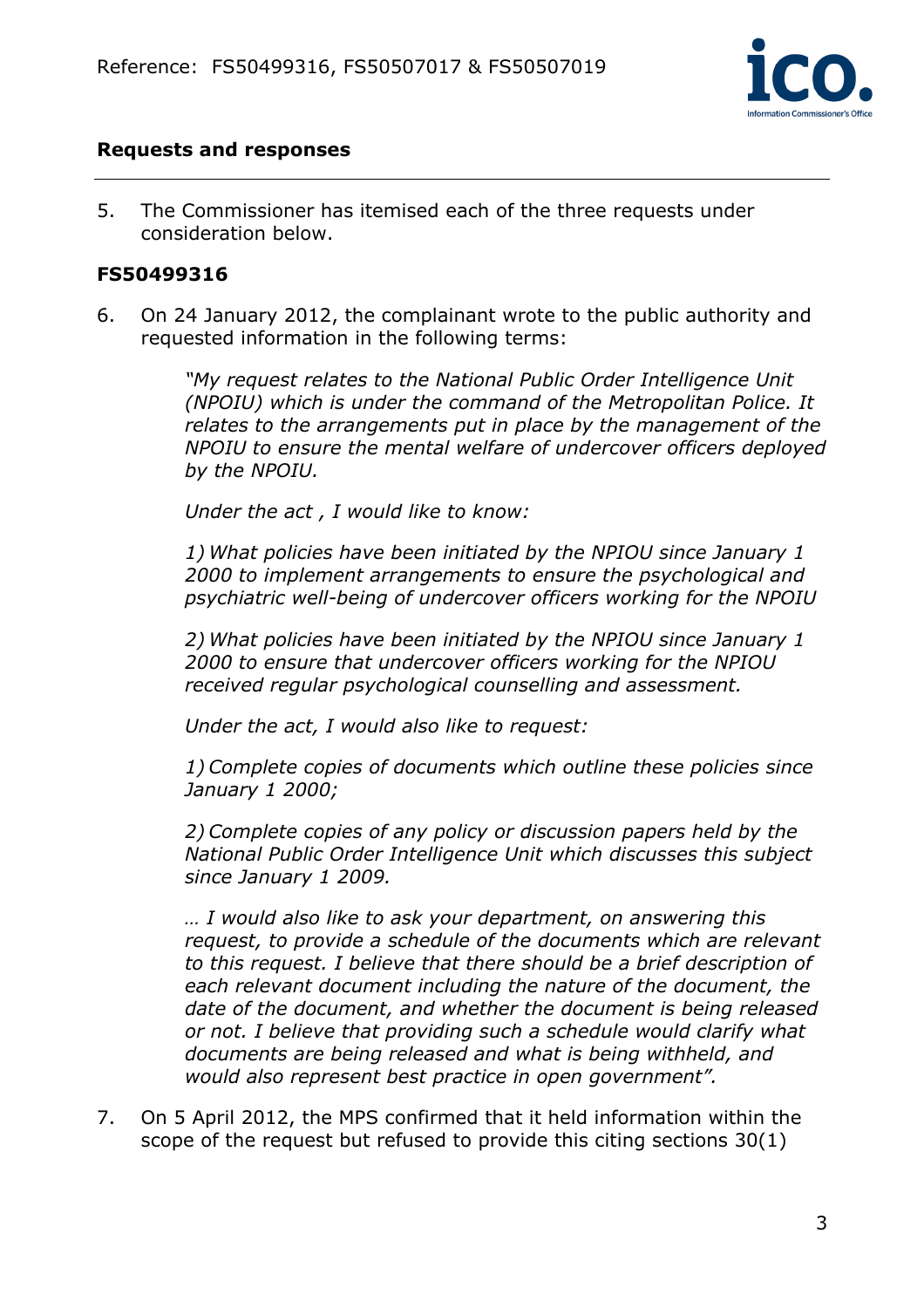## Requests and responses

5. The Commissioner has itemised each of the three requests under consideration below.

### FS50499316

6. On 24 January 2012, the complainant wrote to the public authority and requested information in the following terms:

> *"My request relates to the National Public Order Intelligence Unit (NPOIU) which is under the command of the Metropolitan Police. It relates to the arrangements put in place by the management of the NPOIU to ensure the mental welfare of undercover officers deployed by the NPOIU.*
>
> *Under the act , I would like to know:*
>
> *1) What policies have been initiated by the NPIOU since January 1 2000 to implement arrangements to ensure the psychological and psychiatric well-being of undercover officers working for the NPOIU*
>
> *2) What policies have been initiated by the NPIOU since January 1 2000 to ensure that undercover officers working for the NPIOU received regular psychological counselling and assessment.*
>
> *Under the act, I would also like to request:*
>
> *1) Complete copies of documents which outline these policies since January 1 2000;*
>
> *2) Complete copies of any policy or discussion papers held by the National Public Order Intelligence Unit which discusses this subject since January 1 2009.*
>
> *… I would also like to ask your department, on answering this request, to provide a schedule of the documents which are relevant to this request. I believe that there should be a brief description of each relevant document including the nature of the document, the date of the document, and whether the document is being released or not. I believe that providing such a schedule would clarify what documents are being released and what is being withheld, and would also represent best practice in open government".*

7. On 5 April 2012, the MPS confirmed that it held information within the scope of the request but refused to provide this citing sections 30(1)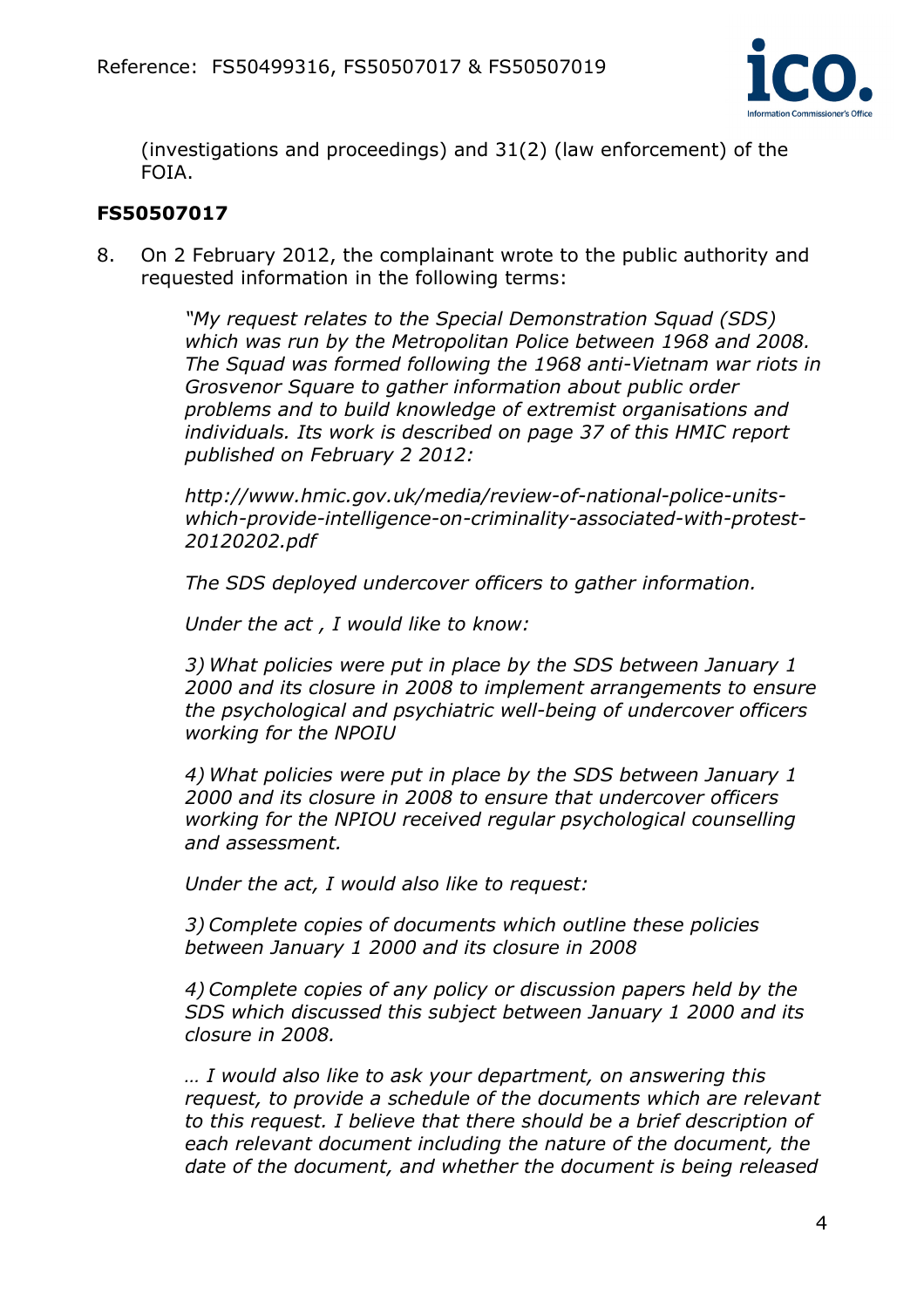(investigations and proceedings) and 31(2) (law enforcement) of the FOIA.

### FS50507017

8. On 2 February 2012, the complainant wrote to the public authority and requested information in the following terms:

> *"My request relates to the Special Demonstration Squad (SDS) which was run by the Metropolitan Police between 1968 and 2008. The Squad was formed following the 1968 anti-Vietnam war riots in Grosvenor Square to gather information about public order problems and to build knowledge of extremist organisations and individuals. Its work is described on page 37 of this HMIC report published on February 2 2012:*
>
> *http://www.hmic.gov.uk/media/review-of-national-police-units-which-provide-intelligence-on-criminality-associated-with-protest-20120202.pdf*
>
> *The SDS deployed undercover officers to gather information.*
>
> *Under the act , I would like to know:*
>
> *3) What policies were put in place by the SDS between January 1 2000 and its closure in 2008 to implement arrangements to ensure the psychological and psychiatric well-being of undercover officers working for the NPOIU*
>
> *4) What policies were put in place by the SDS between January 1 2000 and its closure in 2008 to ensure that undercover officers working for the NPIOU received regular psychological counselling and assessment.*
>
> *Under the act, I would also like to request:*
>
> *3) Complete copies of documents which outline these policies between January 1 2000 and its closure in 2008*
>
> *4) Complete copies of any policy or discussion papers held by the SDS which discussed this subject between January 1 2000 and its closure in 2008.*
>
> *… I would also like to ask your department, on answering this request, to provide a schedule of the documents which are relevant to this request. I believe that there should be a brief description of each relevant document including the nature of the document, the date of the document, and whether the document is being released*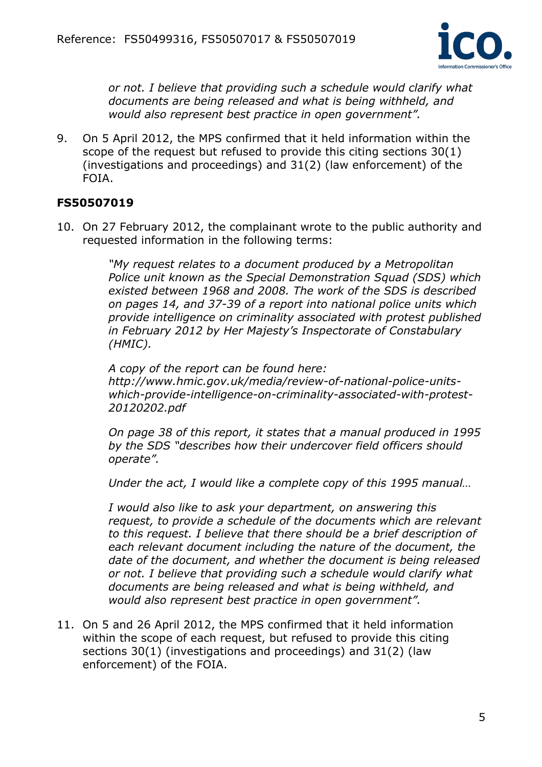> *or not. I believe that providing such a schedule would clarify what documents are being released and what is being withheld, and would also represent best practice in open government".*

9. On 5 April 2012, the MPS confirmed that it held information within the scope of the request but refused to provide this citing sections 30(1) (investigations and proceedings) and 31(2) (law enforcement) of the FOIA.

### FS50507019

10. On 27 February 2012, the complainant wrote to the public authority and requested information in the following terms:

> *"My request relates to a document produced by a Metropolitan Police unit known as the Special Demonstration Squad (SDS) which existed between 1968 and 2008. The work of the SDS is described on pages 14, and 37-39 of a report into national police units which provide intelligence on criminality associated with protest published in February 2012 by Her Majesty's Inspectorate of Constabulary (HMIC).*
>
> *A copy of the report can be found here: http://www.hmic.gov.uk/media/review-of-national-police-units-which-provide-intelligence-on-criminality-associated-with-protest-20120202.pdf*
>
> *On page 38 of this report, it states that a manual produced in 1995 by the SDS "describes how their undercover field officers should operate".*
>
> *Under the act, I would like a complete copy of this 1995 manual…*
>
> *I would also like to ask your department, on answering this request, to provide a schedule of the documents which are relevant to this request. I believe that there should be a brief description of each relevant document including the nature of the document, the date of the document, and whether the document is being released or not. I believe that providing such a schedule would clarify what documents are being released and what is being withheld, and would also represent best practice in open government".*

11. On 5 and 26 April 2012, the MPS confirmed that it held information within the scope of each request, but refused to provide this citing sections 30(1) (investigations and proceedings) and 31(2) (law enforcement) of the FOIA.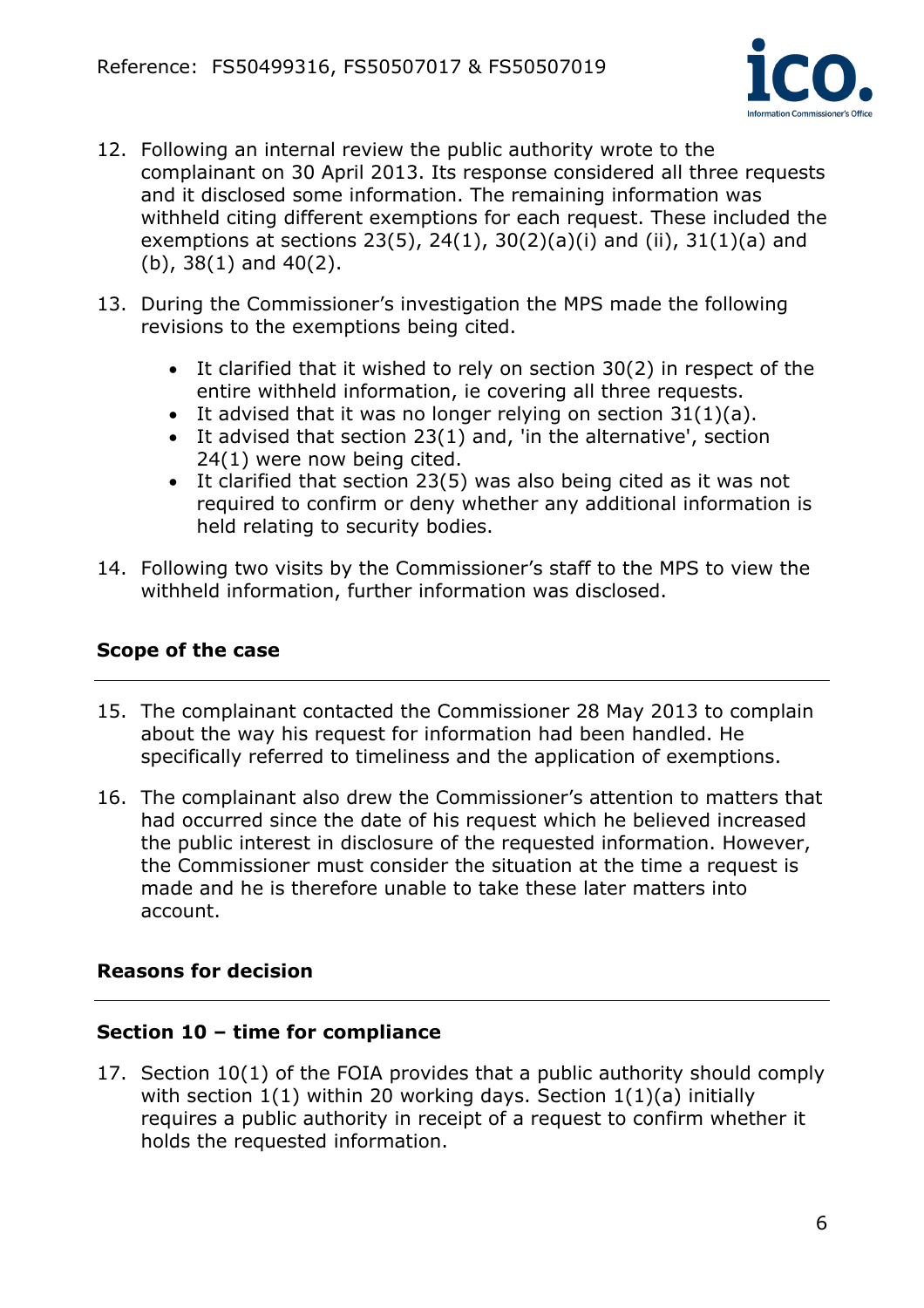12. Following an internal review the public authority wrote to the complainant on 30 April 2013. Its response considered all three requests and it disclosed some information. The remaining information was withheld citing different exemptions for each request. These included the exemptions at sections 23(5), 24(1), 30(2)(a)(i) and (ii), 31(1)(a) and (b), 38(1) and 40(2).

13. During the Commissioner's investigation the MPS made the following revisions to the exemptions being cited.

    - It clarified that it wished to rely on section 30(2) in respect of the entire withheld information, ie covering all three requests.
    - It advised that it was no longer relying on section 31(1)(a).
    - It advised that section 23(1) and, 'in the alternative', section 24(1) were now being cited.
    - It clarified that section 23(5) was also being cited as it was not required to confirm or deny whether any additional information is held relating to security bodies.

14. Following two visits by the Commissioner's staff to the MPS to view the withheld information, further information was disclosed.

## Scope of the case

15. The complainant contacted the Commissioner 28 May 2013 to complain about the way his request for information had been handled. He specifically referred to timeliness and the application of exemptions.

16. The complainant also drew the Commissioner's attention to matters that had occurred since the date of his request which he believed increased the public interest in disclosure of the requested information. However, the Commissioner must consider the situation at the time a request is made and he is therefore unable to take these later matters into account.

## Reasons for decision

### Section 10 – time for compliance

17. Section 10(1) of the FOIA provides that a public authority should comply with section 1(1) within 20 working days. Section 1(1)(a) initially requires a public authority in receipt of a request to confirm whether it holds the requested information.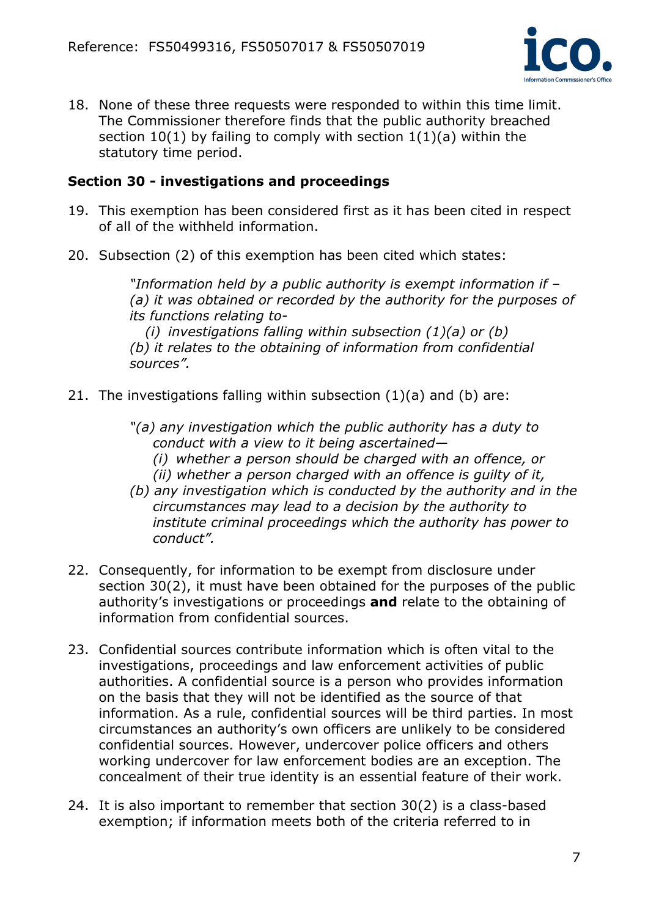18. None of these three requests were responded to within this time limit. The Commissioner therefore finds that the public authority breached section 10(1) by failing to comply with section 1(1)(a) within the statutory time period.

### Section 30 - investigations and proceedings

19. This exemption has been considered first as it has been cited in respect of all of the withheld information.

20. Subsection (2) of this exemption has been cited which states:

> *"Information held by a public authority is exempt information if –*
> *(a) it was obtained or recorded by the authority for the purposes of its functions relating to-*
> *(i) investigations falling within subsection (1)(a) or (b)*
> *(b) it relates to the obtaining of information from confidential sources".*

21. The investigations falling within subsection (1)(a) and (b) are:

> *"(a) any investigation which the public authority has a duty to conduct with a view to it being ascertained—*
> *(i) whether a person should be charged with an offence, or*
> *(ii) whether a person charged with an offence is guilty of it,*
> *(b) any investigation which is conducted by the authority and in the circumstances may lead to a decision by the authority to institute criminal proceedings which the authority has power to conduct".*

22. Consequently, for information to be exempt from disclosure under section 30(2), it must have been obtained for the purposes of the public authority's investigations or proceedings **and** relate to the obtaining of information from confidential sources.

23. Confidential sources contribute information which is often vital to the investigations, proceedings and law enforcement activities of public authorities. A confidential source is a person who provides information on the basis that they will not be identified as the source of that information. As a rule, confidential sources will be third parties. In most circumstances an authority's own officers are unlikely to be considered confidential sources. However, undercover police officers and others working undercover for law enforcement bodies are an exception. The concealment of their true identity is an essential feature of their work.

24. It is also important to remember that section 30(2) is a class-based exemption; if information meets both of the criteria referred to in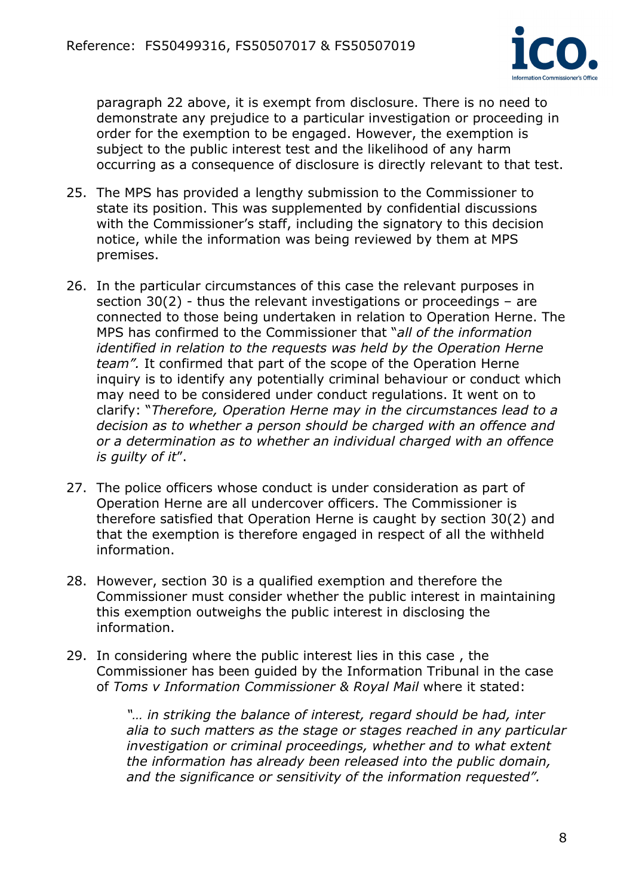paragraph 22 above, it is exempt from disclosure. There is no need to demonstrate any prejudice to a particular investigation or proceeding in order for the exemption to be engaged. However, the exemption is subject to the public interest test and the likelihood of any harm occurring as a consequence of disclosure is directly relevant to that test.

25. The MPS has provided a lengthy submission to the Commissioner to state its position. This was supplemented by confidential discussions with the Commissioner's staff, including the signatory to this decision notice, while the information was being reviewed by them at MPS premises.

26. In the particular circumstances of this case the relevant purposes in section 30(2) - thus the relevant investigations or proceedings – are connected to those being undertaken in relation to Operation Herne. The MPS has confirmed to the Commissioner that "*all of the information identified in relation to the requests was held by the Operation Herne team".* It confirmed that part of the scope of the Operation Herne inquiry is to identify any potentially criminal behaviour or conduct which may need to be considered under conduct regulations. It went on to clarify: "*Therefore, Operation Herne may in the circumstances lead to a decision as to whether a person should be charged with an offence and or a determination as to whether an individual charged with an offence is guilty of it*".

27. The police officers whose conduct is under consideration as part of Operation Herne are all undercover officers. The Commissioner is therefore satisfied that Operation Herne is caught by section 30(2) and that the exemption is therefore engaged in respect of all the withheld information.

28. However, section 30 is a qualified exemption and therefore the Commissioner must consider whether the public interest in maintaining this exemption outweighs the public interest in disclosing the information.

29. In considering where the public interest lies in this case , the Commissioner has been guided by the Information Tribunal in the case of *Toms v Information Commissioner & Royal Mail* where it stated:

    *"… in striking the balance of interest, regard should be had, inter alia to such matters as the stage or stages reached in any particular investigation or criminal proceedings, whether and to what extent the information has already been released into the public domain, and the significance or sensitivity of the information requested".*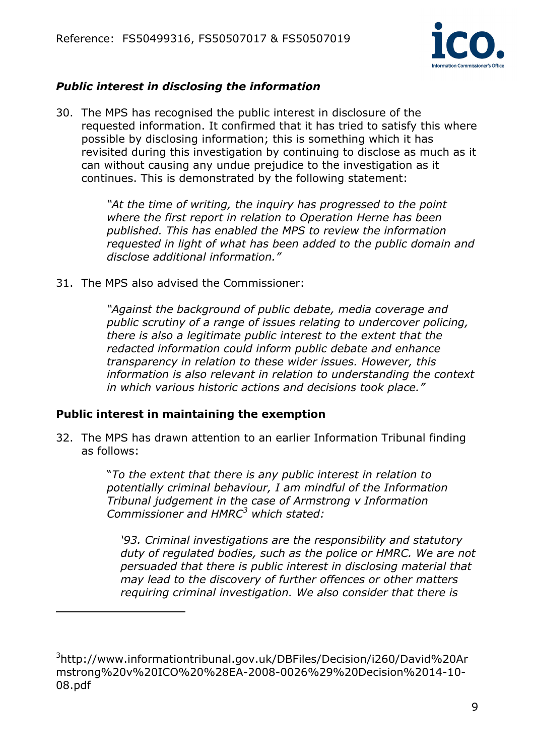### *Public interest in disclosing the information*

30. The MPS has recognised the public interest in disclosure of the requested information. It confirmed that it has tried to satisfy this where possible by disclosing information; this is something which it has revisited during this investigation by continuing to disclose as much as it can without causing any undue prejudice to the investigation as it continues. This is demonstrated by the following statement:

    > *"At the time of writing, the inquiry has progressed to the point where the first report in relation to Operation Herne has been published. This has enabled the MPS to review the information requested in light of what has been added to the public domain and disclose additional information."*

31. The MPS also advised the Commissioner:

    > *"Against the background of public debate, media coverage and public scrutiny of a range of issues relating to undercover policing, there is also a legitimate public interest to the extent that the redacted information could inform public debate and enhance transparency in relation to these wider issues. However, this information is also relevant in relation to understanding the context in which various historic actions and decisions took place."*

### Public interest in maintaining the exemption

32. The MPS has drawn attention to an earlier Information Tribunal finding as follows:

    > "*To the extent that there is any public interest in relation to potentially criminal behaviour, I am mindful of the Information Tribunal judgement in the case of Armstrong v Information Commissioner and HMRC*[3] *which stated:*
    >
    > *'93. Criminal investigations are the responsibility and statutory duty of regulated bodies, such as the police or HMRC. We are not persuaded that there is public interest in disclosing material that may lead to the discovery of further offences or other matters requiring criminal investigation. We also consider that there is*

---

[3] http://www.informationtribunal.gov.uk/DBFiles/Decision/i260/David%20Armstrong%20v%20ICO%20%28EA-2008-0026%29%20Decision%2014-10-08.pdf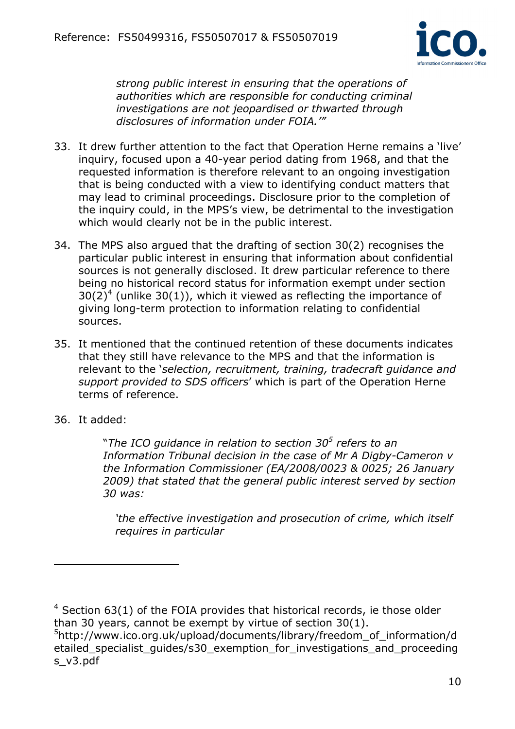> *strong public interest in ensuring that the operations of authorities which are responsible for conducting criminal investigations are not jeopardised or thwarted through disclosures of information under FOIA.'"*

33. It drew further attention to the fact that Operation Herne remains a 'live' inquiry, focused upon a 40-year period dating from 1968, and that the requested information is therefore relevant to an ongoing investigation that is being conducted with a view to identifying conduct matters that may lead to criminal proceedings. Disclosure prior to the completion of the inquiry could, in the MPS's view, be detrimental to the investigation which would clearly not be in the public interest.

34. The MPS also argued that the drafting of section 30(2) recognises the particular public interest in ensuring that information about confidential sources is not generally disclosed. It drew particular reference to there being no historical record status for information exempt under section 30(2)[4] (unlike 30(1)), which it viewed as reflecting the importance of giving long-term protection to information relating to confidential sources.

35. It mentioned that the continued retention of these documents indicates that they still have relevance to the MPS and that the information is relevant to the '*selection, recruitment, training, tradecraft guidance and support provided to SDS officers*' which is part of the Operation Herne terms of reference.

36. It added:

> "*The ICO guidance in relation to section 30*[5] *refers to an Information Tribunal decision in the case of Mr A Digby-Cameron v the Information Commissioner (EA/2008/0023 & 0025; 26 January 2009) that stated that the general public interest served by section 30 was:*
>
> *'the effective investigation and prosecution of crime, which itself requires in particular*

---

[4] Section 63(1) of the FOIA provides that historical records, ie those older than 30 years, cannot be exempt by virtue of section 30(1).

[5] http://www.ico.org.uk/upload/documents/library/freedom_of_information/detailed_specialist_guides/s30_exemption_for_investigations_and_proceedings_v3.pdf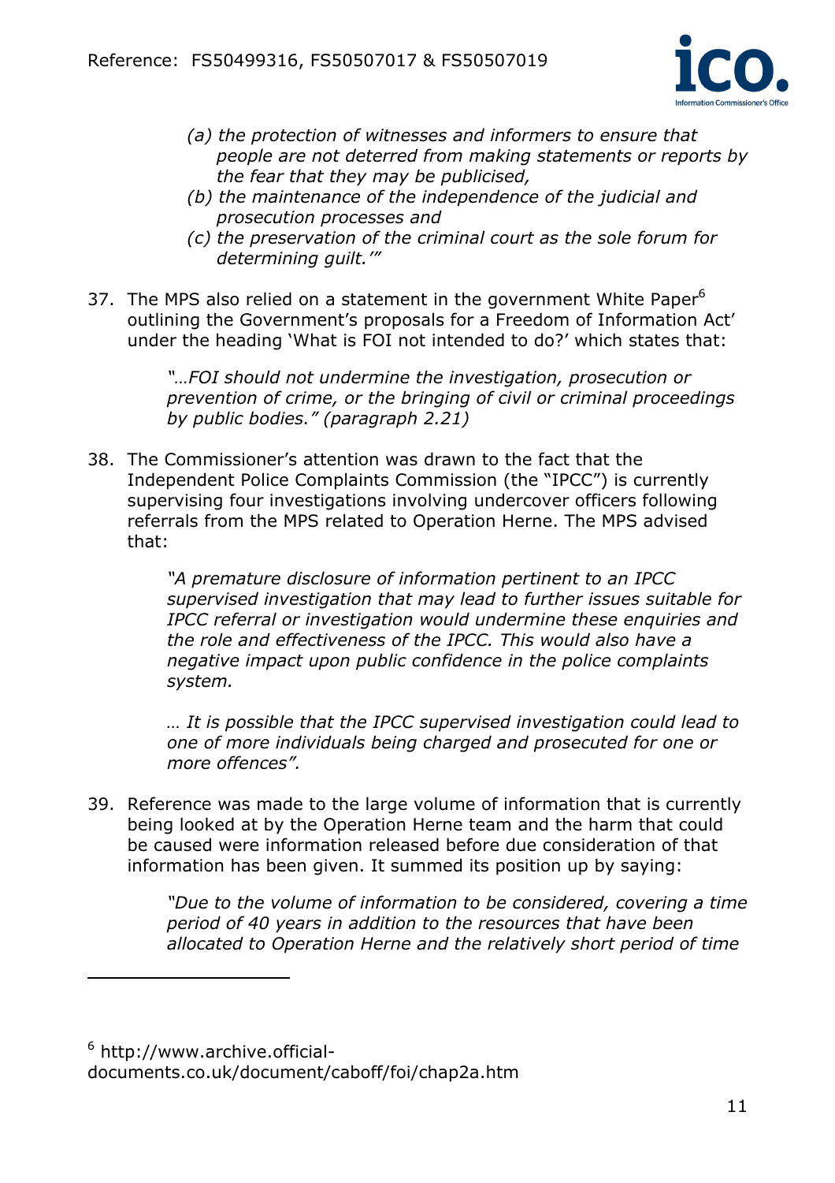*(a) the protection of witnesses and informers to ensure that people are not deterred from making statements or reports by the fear that they may be publicised,*

*(b) the maintenance of the independence of the judicial and prosecution processes and*

*(c) the preservation of the criminal court as the sole forum for determining guilt.'"*

37. The MPS also relied on a statement in the government White Paper[6] outlining the Government's proposals for a Freedom of Information Act' under the heading 'What is FOI not intended to do?' which states that:

> *"…FOI should not undermine the investigation, prosecution or prevention of crime, or the bringing of civil or criminal proceedings by public bodies." (paragraph 2.21)*

38. The Commissioner's attention was drawn to the fact that the Independent Police Complaints Commission (the "IPCC") is currently supervising four investigations involving undercover officers following referrals from the MPS related to Operation Herne. The MPS advised that:

> *"A premature disclosure of information pertinent to an IPCC supervised investigation that may lead to further issues suitable for IPCC referral or investigation would undermine these enquiries and the role and effectiveness of the IPCC. This would also have a negative impact upon public confidence in the police complaints system.*
>
> *… It is possible that the IPCC supervised investigation could lead to one of more individuals being charged and prosecuted for one or more offences".*

39. Reference was made to the large volume of information that is currently being looked at by the Operation Herne team and the harm that could be caused were information released before due consideration of that information has been given. It summed its position up by saying:

> *"Due to the volume of information to be considered, covering a time period of 40 years in addition to the resources that have been allocated to Operation Herne and the relatively short period of time*

---

[6] http://www.archive.official-documents.co.uk/document/caboff/foi/chap2a.htm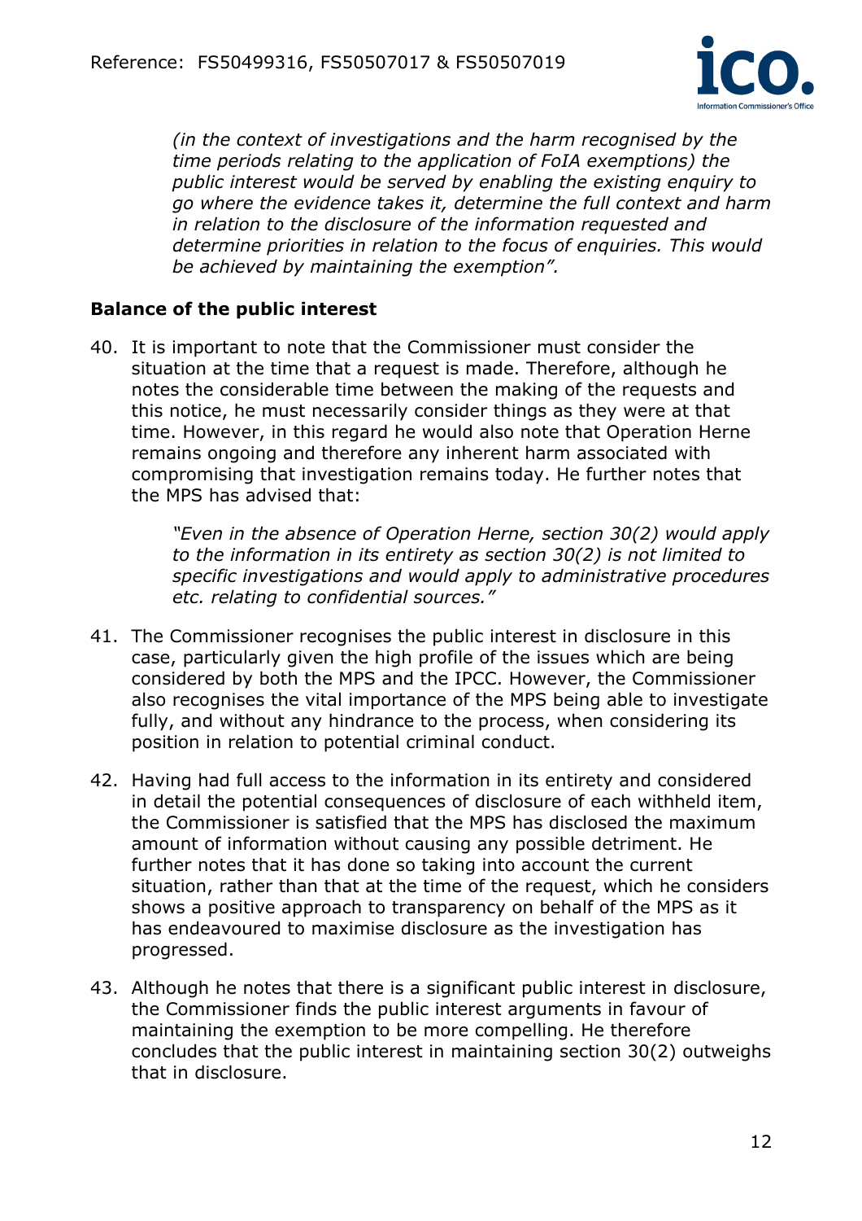*(in the context of investigations and the harm recognised by the time periods relating to the application of FoIA exemptions) the public interest would be served by enabling the existing enquiry to go where the evidence takes it, determine the full context and harm in relation to the disclosure of the information requested and determine priorities in relation to the focus of enquiries. This would be achieved by maintaining the exemption".*

**Balance of the public interest**

40. It is important to note that the Commissioner must consider the situation at the time that a request is made. Therefore, although he notes the considerable time between the making of the requests and this notice, he must necessarily consider things as they were at that time. However, in this regard he would also note that Operation Herne remains ongoing and therefore any inherent harm associated with compromising that investigation remains today. He further notes that the MPS has advised that:

    *"Even in the absence of Operation Herne, section 30(2) would apply to the information in its entirety as section 30(2) is not limited to specific investigations and would apply to administrative procedures etc. relating to confidential sources."*

41. The Commissioner recognises the public interest in disclosure in this case, particularly given the high profile of the issues which are being considered by both the MPS and the IPCC. However, the Commissioner also recognises the vital importance of the MPS being able to investigate fully, and without any hindrance to the process, when considering its position in relation to potential criminal conduct.

42. Having had full access to the information in its entirety and considered in detail the potential consequences of disclosure of each withheld item, the Commissioner is satisfied that the MPS has disclosed the maximum amount of information without causing any possible detriment. He further notes that it has done so taking into account the current situation, rather than that at the time of the request, which he considers shows a positive approach to transparency on behalf of the MPS as it has endeavoured to maximise disclosure as the investigation has progressed.

43. Although he notes that there is a significant public interest in disclosure, the Commissioner finds the public interest arguments in favour of maintaining the exemption to be more compelling. He therefore concludes that the public interest in maintaining section 30(2) outweighs that in disclosure.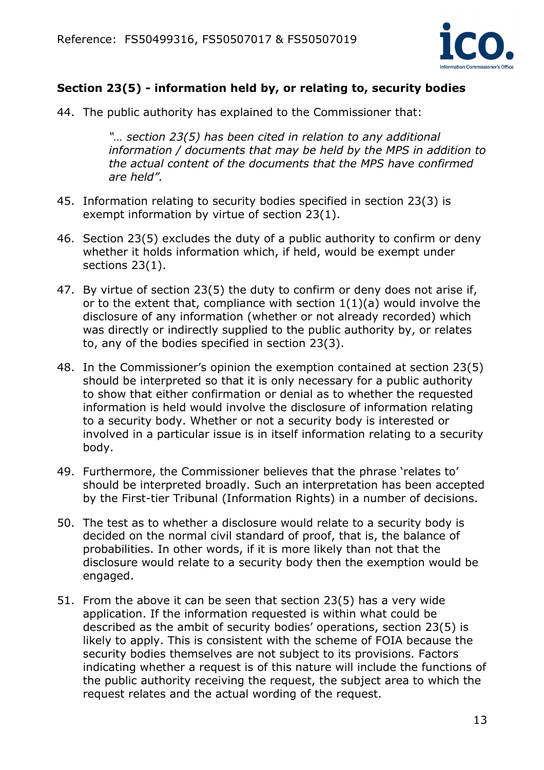**Section 23(5) - information held by, or relating to, security bodies**

44. The public authority has explained to the Commissioner that:

    *"… section 23(5) has been cited in relation to any additional information / documents that may be held by the MPS in addition to the actual content of the documents that the MPS have confirmed are held".*

45. Information relating to security bodies specified in section 23(3) is exempt information by virtue of section 23(1).

46. Section 23(5) excludes the duty of a public authority to confirm or deny whether it holds information which, if held, would be exempt under sections 23(1).

47. By virtue of section 23(5) the duty to confirm or deny does not arise if, or to the extent that, compliance with section 1(1)(a) would involve the disclosure of any information (whether or not already recorded) which was directly or indirectly supplied to the public authority by, or relates to, any of the bodies specified in section 23(3).

48. In the Commissioner's opinion the exemption contained at section 23(5) should be interpreted so that it is only necessary for a public authority to show that either confirmation or denial as to whether the requested information is held would involve the disclosure of information relating to a security body. Whether or not a security body is interested or involved in a particular issue is in itself information relating to a security body.

49. Furthermore, the Commissioner believes that the phrase 'relates to' should be interpreted broadly. Such an interpretation has been accepted by the First-tier Tribunal (Information Rights) in a number of decisions.

50. The test as to whether a disclosure would relate to a security body is decided on the normal civil standard of proof, that is, the balance of probabilities. In other words, if it is more likely than not that the disclosure would relate to a security body then the exemption would be engaged.

51. From the above it can be seen that section 23(5) has a very wide application. If the information requested is within what could be described as the ambit of security bodies' operations, section 23(5) is likely to apply. This is consistent with the scheme of FOIA because the security bodies themselves are not subject to its provisions. Factors indicating whether a request is of this nature will include the functions of the public authority receiving the request, the subject area to which the request relates and the actual wording of the request.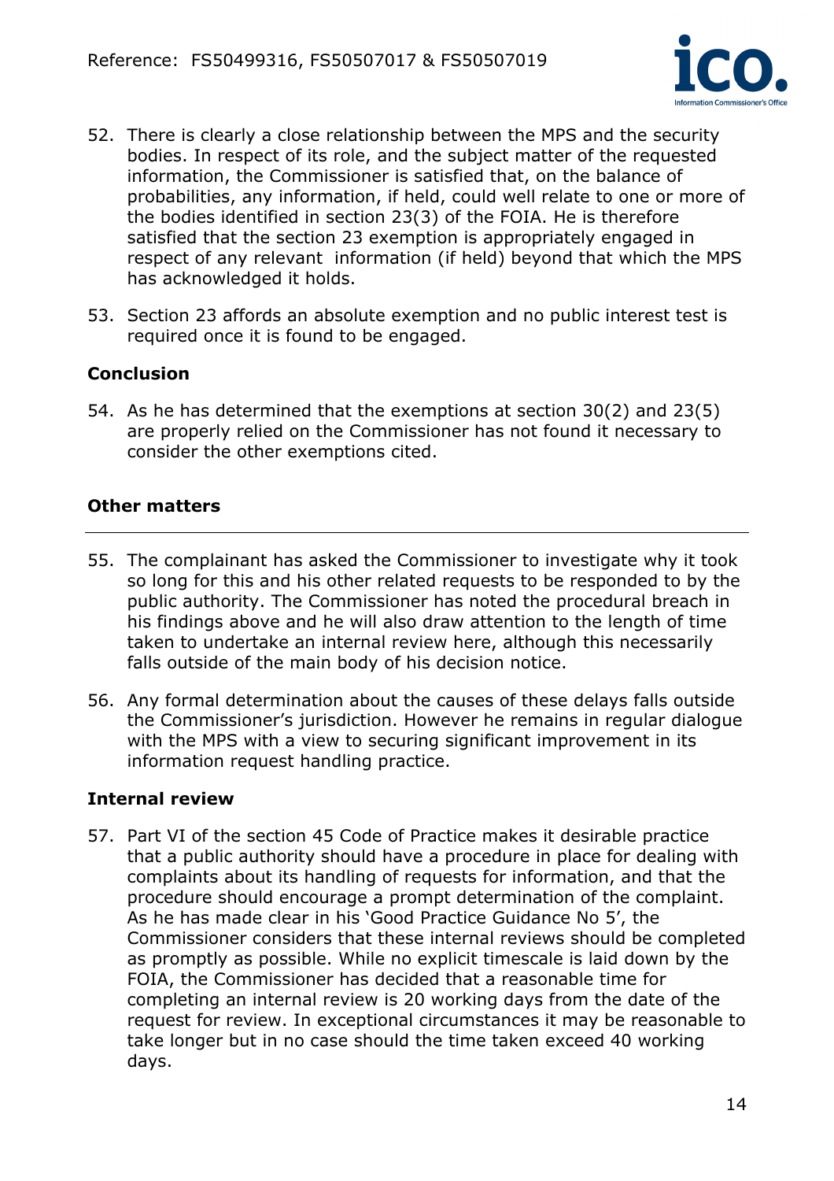52. There is clearly a close relationship between the MPS and the security bodies. In respect of its role, and the subject matter of the requested information, the Commissioner is satisfied that, on the balance of probabilities, any information, if held, could well relate to one or more of the bodies identified in section 23(3) of the FOIA. He is therefore satisfied that the section 23 exemption is appropriately engaged in respect of any relevant information (if held) beyond that which the MPS has acknowledged it holds.

53. Section 23 affords an absolute exemption and no public interest test is required once it is found to be engaged.

### Conclusion

54. As he has determined that the exemptions at section 30(2) and 23(5) are properly relied on the Commissioner has not found it necessary to consider the other exemptions cited.

## Other matters

55. The complainant has asked the Commissioner to investigate why it took so long for this and his other related requests to be responded to by the public authority. The Commissioner has noted the procedural breach in his findings above and he will also draw attention to the length of time taken to undertake an internal review here, although this necessarily falls outside of the main body of his decision notice.

56. Any formal determination about the causes of these delays falls outside the Commissioner's jurisdiction. However he remains in regular dialogue with the MPS with a view to securing significant improvement in its information request handling practice.

### Internal review

57. Part VI of the section 45 Code of Practice makes it desirable practice that a public authority should have a procedure in place for dealing with complaints about its handling of requests for information, and that the procedure should encourage a prompt determination of the complaint. As he has made clear in his 'Good Practice Guidance No 5', the Commissioner considers that these internal reviews should be completed as promptly as possible. While no explicit timescale is laid down by the FOIA, the Commissioner has decided that a reasonable time for completing an internal review is 20 working days from the date of the request for review. In exceptional circumstances it may be reasonable to take longer but in no case should the time taken exceed 40 working days.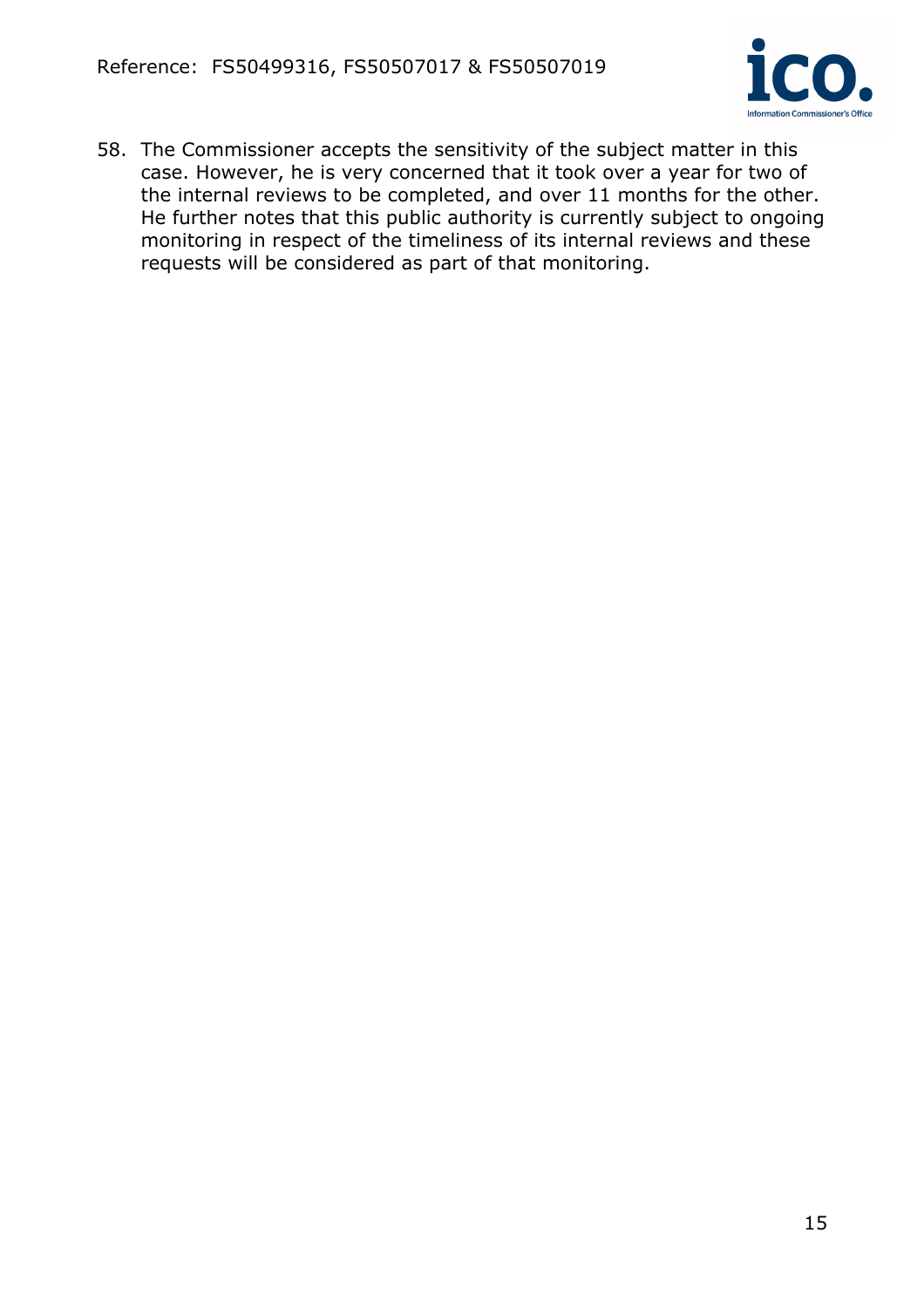58. The Commissioner accepts the sensitivity of the subject matter in this case. However, he is very concerned that it took over a year for two of the internal reviews to be completed, and over 11 months for the other. He further notes that this public authority is currently subject to ongoing monitoring in respect of the timeliness of its internal reviews and these requests will be considered as part of that monitoring.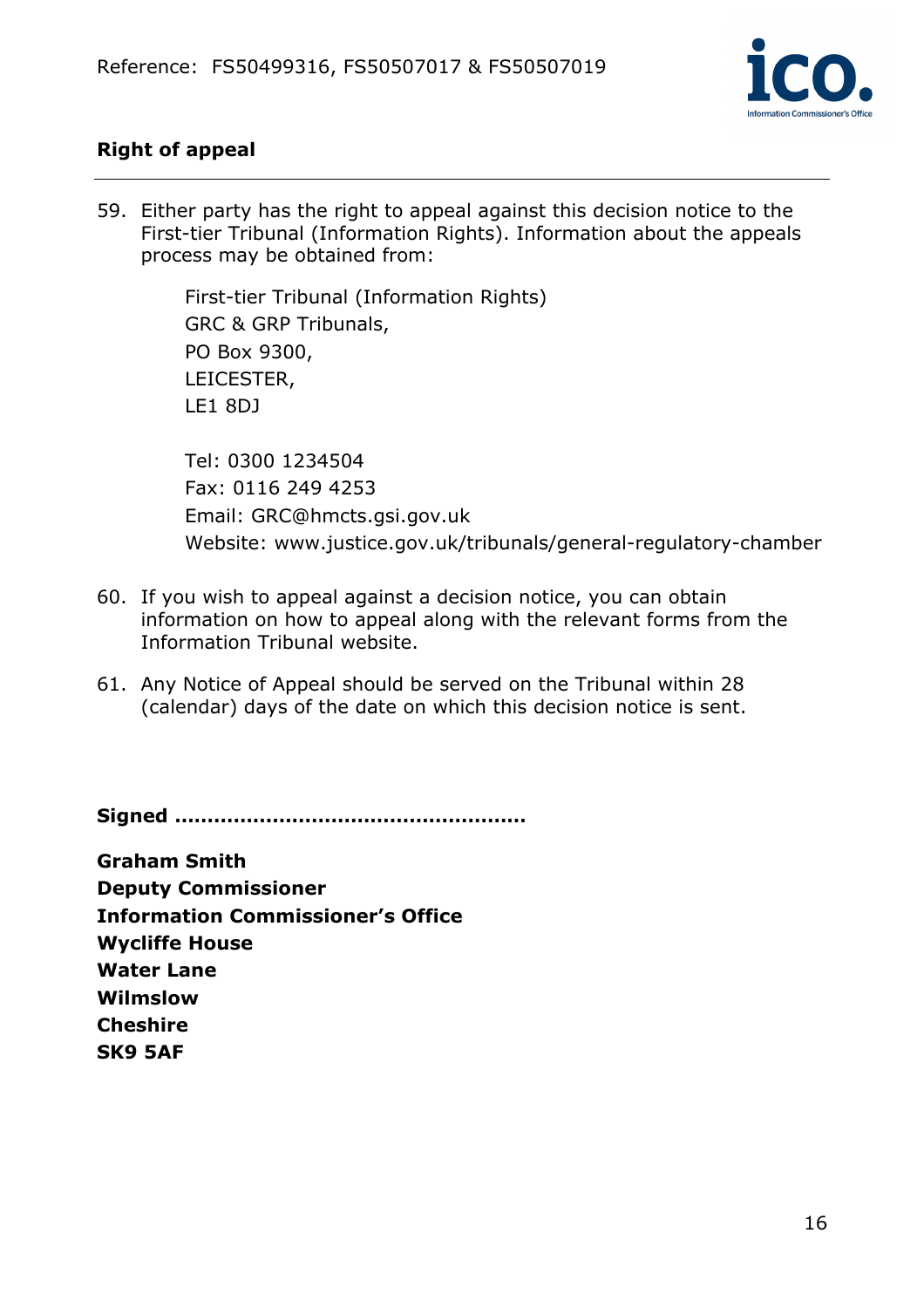## Right of appeal

59. Either party has the right to appeal against this decision notice to the First-tier Tribunal (Information Rights). Information about the appeals process may be obtained from:

    First-tier Tribunal (Information Rights)
    GRC & GRP Tribunals,
    PO Box 9300,
    LEICESTER,
    LE1 8DJ

    Tel: 0300 1234504
    Fax: 0116 249 4253
    Email: GRC@hmcts.gsi.gov.uk
    Website: www.justice.gov.uk/tribunals/general-regulatory-chamber

60. If you wish to appeal against a decision notice, you can obtain information on how to appeal along with the relevant forms from the Information Tribunal website.

61. Any Notice of Appeal should be served on the Tribunal within 28 (calendar) days of the date on which this decision notice is sent.

**Signed ………………………………………………**

**Graham Smith**
**Deputy Commissioner**
**Information Commissioner's Office**
**Wycliffe House**
**Water Lane**
**Wilmslow**
**Cheshire**
**SK9 5AF**